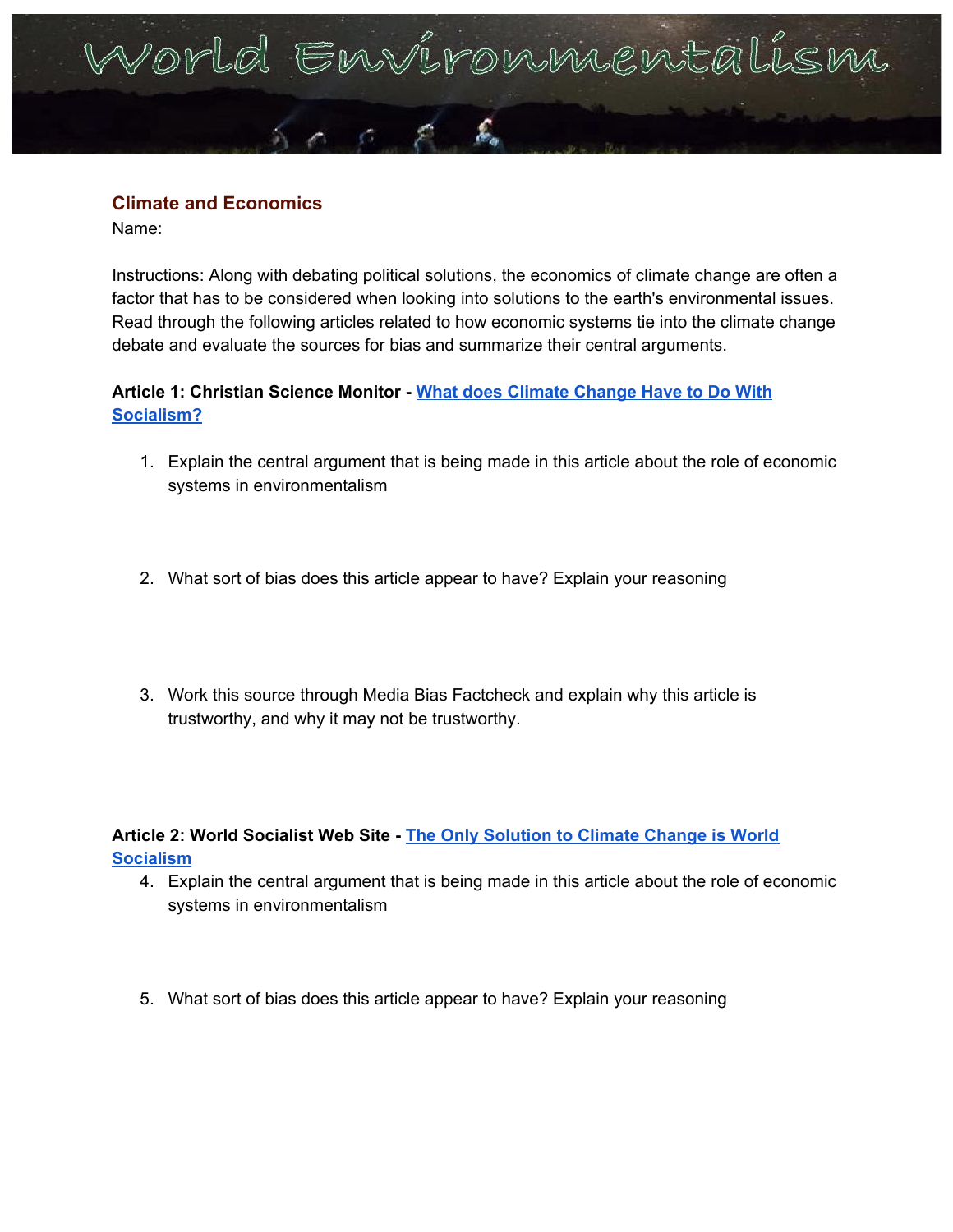# World Environmentalism

## Climate and Economics

Name:

Instructions: Along with debating political solutions, the economics of climate change are often a factor that has to be considered when looking into solutions to the earth's environmental issues. Read through the following articles related to how economic systems tie into the climate change debate and evaluate the sources for bias and summarize their central arguments.

**Article 1: Christian Science Monitor - What does Climate Change Have to Do With Socialism?**

1. Explain the central argument that is being made in this article about the role of economic systems in environmentalism

2. What sort of bias does this article appear to have? Explain your reasoning

3. Work this source through Media Bias Factcheck and explain why this article is trustworthy, and why it may not be trustworthy.

**Article 2: World Socialist Web Site - The Only Solution to Climate Change is World Socialism**

4. Explain the central argument that is being made in this article about the role of economic systems in environmentalism

5. What sort of bias does this article appear to have? Explain your reasoning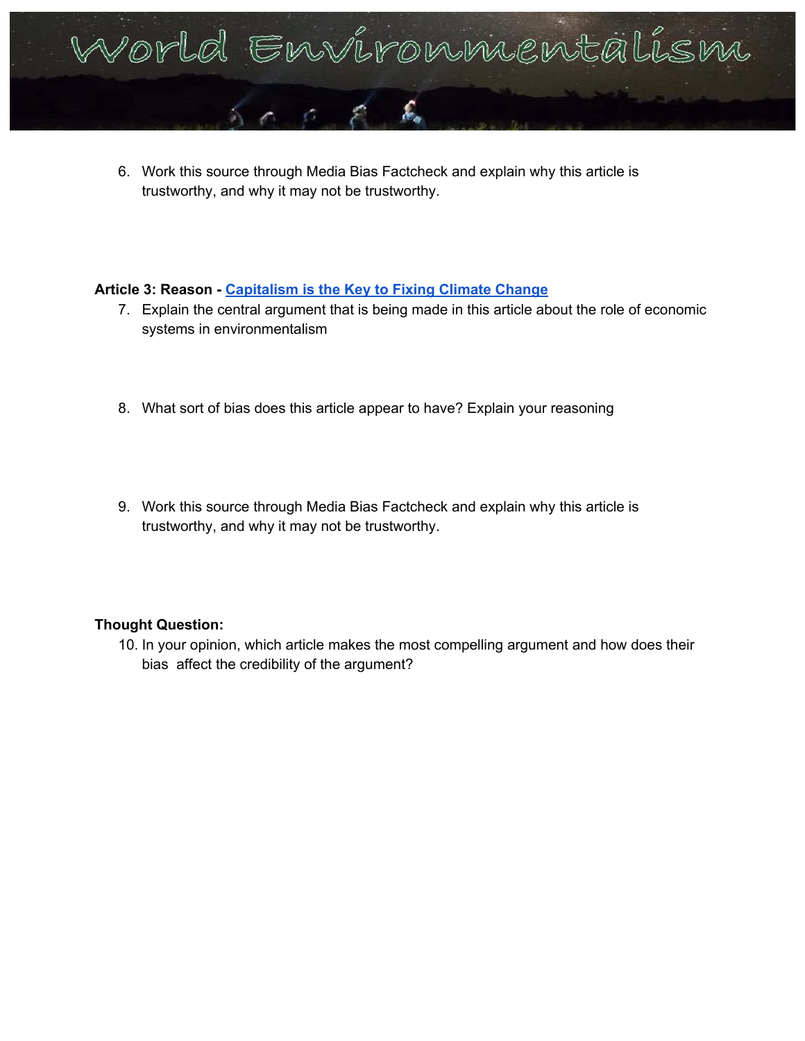# World Environmentalism

6. Work this source through Media Bias Factcheck and explain why this article is trustworthy, and why it may not be trustworthy.

**Article 3: Reason - Capitalism is the Key to Fixing Climate Change**

7. Explain the central argument that is being made in this article about the role of economic systems in environmentalism

8. What sort of bias does this article appear to have? Explain your reasoning

9. Work this source through Media Bias Factcheck and explain why this article is trustworthy, and why it may not be trustworthy.

**Thought Question:**

10. In your opinion, which article makes the most compelling argument and how does their bias affect the credibility of the argument?